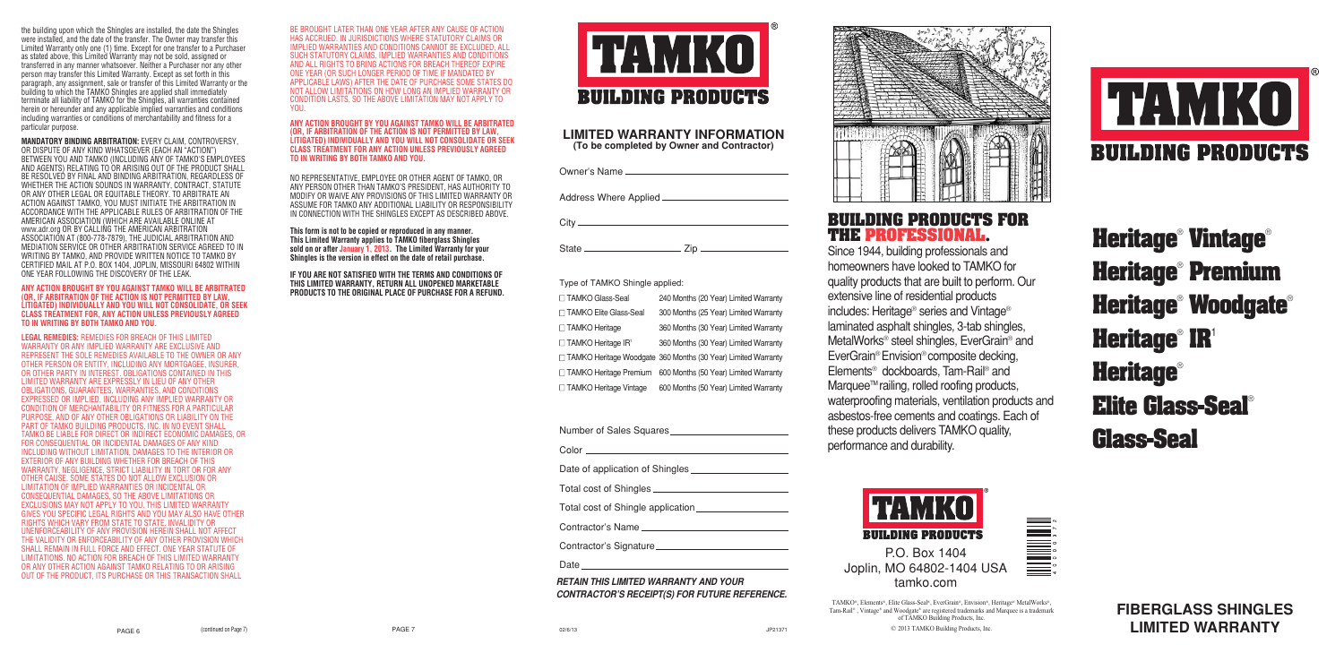the building upon which the Shingles are installed, the date the Shingles were installed, and the date of the transfer. The Owner may transfer this Limited Warranty only one (1) time. Except for one transfer to a Purchaser as stated above, this Limited Warranty may not be sold, assigned or transferred in any manner whatsoever. Neither a Purchaser nor any other person may transfer this Limited Warranty. Except as set forth in this paragraph, any assignment, sale or transfer of this Limited Warranty or the building to which the TAMKO Shingles are applied shall immediately terminate all liability of TAMKO for the Shingles, all warranties contained herein or hereunder and any applicable implied warranties and conditions including warranties or conditions of merchantability and fitness for a particular purpose.

**MANDATORY BINDING ARBITRATION:** EVERY CLAIM, CONTROVERSY, OR DISPUTE OF ANY KIND WHATSOEVER (EACH AN "ACTION") BETWEEN YOU AND TAMKO (INCLUDING ANY OF TAMKO'S EMPLOYEES AND AGENTS) RELATING TO OR ARISING OUT OF THE PRODUCT SHALL BE RESOLVED BY FINAL AND BINDING ARBITRATION, REGARDLESS OF WHETHER THE ACTION SOUNDS IN WARRANTY, CONTRACT, STATUTE OR ANY OTHER LEGAL OR EQUITABLE THEORY. TO ARBITRATE AN ACTION AGAINST TAMKO, YOU MUST INITIATE THE ARBITRATION IN ACCORDANCE WITH THE APPLICABLE RULES OF ARBITRATION OF THE AMERICAN ASSOCIATION (WHICH ARE AVAILABLE ONLINE AT www.adr.org OR BY CALLING THE AMERICAN ARBITRATION ASSOCIATION AT (800-778-7879). THE JUDICIAL ARBITRATION AND MEDIATION SERVICE OR OTHER ARBITRATION SERVICE AGREED TO IN WRITING BY TAMKO, AND PROVIDE WRITTEN NOTICE TO TAMKO BY CERTIFIED MAIL AT P.O. BOX 1404, JOPLIN, MISSOURI 64802 WITHIN ONE YEAR FOLLOWING THE DISCOVERY OF THE LEAK.

**ANY ACTION BROUGHT BY YOU AGAINST TAMKO WILL BE ARBITRATED (OR, IF ARBITRATION OF THE ACTION IS NOT PERMITTED BY LAW, LITIGATED) INDIVIDUALLY AND YOU WILL NOT CONSOLIDATE, OR SEEK CLASS TREATMENT FOR, ANY ACTION UNLESS PREVIOUSLY AGREED TO IN WRITING BY BOTH TAMKO AND YOU.**

**LEGAL REMEDIES:** REMEDIES FOR BREACH OF THIS LIMITED WARRANTY OR ANY IMPLIED WARRANTY ARE EXCLUSIVE AND REPRESENT THE SOLE REMEDIES AVAILABLE TO THE OWNER OR ANY OTHER PERSON OR ENTITY, INCLUDING ANY MORTGAGEE, INSURER, OR OTHER PARTY IN INTEREST. OBLIGATIONS CONTAINED IN THIS LIMITED WARRANTY ARE EXPRESSLY IN LIEU OF ANY OTHER OBLIGATIONS, GUARANTEES, WARRANTIES, AND CONDITIONS EXPRESSED OR IMPLIED, INCLUDING ANY IMPLIED WARRANTY OR CONDITION OF MERCHANTABILITY OR FITNESS FOR A PARTICULAR PURPOSE, AND OF ANY OTHER OBLIGATIONS OR LIABILITY ON THE PART OF TAMKO BUILDING PRODUCTS, INC. IN NO EVENT SHALL TAMKO BE LIABLE FOR DIRECT OR INDIRECT ECONOMIC DAMAGES, OR FOR CONSEQUENTIAL OR INCIDENTAL DAMAGES OF ANY KIND INCLUDING WITHOUT LIMITATION, DAMAGES TO THE INTERIOR OR EXTERIOR OF ANY BUILDING WHETHER FOR BREACH OF THIS WARRANTY, NEGLIGENCE, STRICT LIABILITY IN TORT OR FOR ANY OTHER CAUSE. SOME STATES DO NOT ALLOW EXCLUSION OR LIMITATION OF IMPLIED WARRANTIES OR INCIDENTAL OR CONSEQUENTIAL DAMAGES, SO THE ABOVE LIMITATIONS OR EXCLUSIONS MAY NOT APPLY TO YOU. THIS LIMITED WARRANTY GIVES YOU SPECIFIC LEGAL RIGHTS AND YOU MAY ALSO HAVE OTHER RIGHTS WHICH VARY FROM STATE TO STATE. INVALIDITY OR UNENFORCEABILITY OF ANY PROVISION HEREIN SHALL NOT AFFECT THE VALIDITY OR ENFORCEABILITY OF ANY OTHER PROVISION WHICH SHALL REMAIN IN FULL FORCE AND EFFECT. ONE YEAR STATUTE OF LIMITATIONS. NO ACTION FOR BREACH OF THIS LIMITED WARRANTY OR ANY OTHER ACTION AGAINST TAMKO RELATING TO OR ARISING OUT OF THE PRODUCT, ITS PURCHASE OR THIS TRANSACTION SHALL

(continued on Page 7)

BE BROUGHT LATER THAN ONE YEAR AFTER ANY CAUSE OF ACTION HAS ACCRUED. IN JURISDICTIONS WHERE STATUTORY CLAIMS OR IMPLIED WARRANTIES AND CONDITIONS CANNOT BE EXCLUDED, ALL SUCH STATUTORY CLAIMS, IMPLIED WARRANTIES AND CONDITIONS AND ALL RIGHTS TO BRING ACTIONS FOR BREACH THEREOF EXPIRE ONE YEAR (OR SUCH LONGER PERIOD OF TIME IF MANDATED BY APPLICABLE LAWS) AFTER THE DATE OF PURCHASE SOME STATES DO NOT ALLOW LIMITATIONS ON HOW LONG AN IMPLIED WARRANTY OR CONDITION LASTS, SO THE ABOVE LIMITATION MAY NOT APPLY TO YOU.

**ANY ACTION BROUGHT BY YOU AGAINST TAMKO WILL BE ARBITRATED (OR, IF ARBITRATION OF THE ACTION IS NOT PERMITTED BY LAW, LITIGATED) INDIVIDUALLY AND YOU WILL NOT CONSOLIDATE OR SEEK CLASS TREATMENT FOR ANY ACTION UNLESS PREVIOUSLY AGREED TO IN WRITING BY BOTH TAMKO AND YOU.**

NO REPRESENTATIVE, EMPLOYEE OR OTHER AGENT OF TAMKO, OR ANY PERSON OTHER THAN TAMKO'S PRESIDENT, HAS AUTHORITY TO MODIFY OR WAIVE ANY PROVISIONS OF THIS LIMITED WARRANTY OR ASSUME FOR TAMKO ANY ADDITIONAL LIABILITY OR RESPONSIBILITY IN CONNECTION WITH THE SHINGLES EXCEPT AS DESCRIBED ABOVE.

**This form is not to be copied or reproduced in any manner. This Limited Warranty applies to TAMKO fiberglass Shingles sold on or after January 1, 2013. The Limited Warranty for your Shingles is the version in effect on the date of retail purchase.**

**IF YOU ARE NOT SATISFIED WITH THE TERMS AND CONDITIONS OF THIS LIMITED WARRANTY, RETURN ALL UNOPENED MARKETABLE PRODUCTS TO THE ORIGINAL PLACE OF PURCHASE FOR A REFUND.**

# TAMKO® BUILDING PRODUCTS

## LIMITED WARRANTY INFORMATION
**(To be completed by Owner and Contractor)**

Owner's Name ______________________

Address Where Applied ______________________

City ______________________

State ______________ Zip ______________

Type of TAMKO Shingle applied:

| | |
|---|---|
| ☐ TAMKO Glass-Seal | 240 Months (20 Year) Limited Warranty |
| ☐ TAMKO Elite Glass-Seal | 300 Months (25 Year) Limited Warranty |
| ☐ TAMKO Heritage | 360 Months (30 Year) Limited Warranty |
| ☐ TAMKO Heritage IR[1] | 360 Months (30 Year) Limited Warranty |
| ☐ TAMKO Heritage Woodgate | 360 Months (30 Year) Limited Warranty |
| ☐ TAMKO Heritage Premium | 600 Months (50 Year) Limited Warranty |
| ☐ TAMKO Heritage Vintage | 600 Months (50 Year) Limited Warranty |

Number of Sales Squares ______________________

Color ______________________

Date of application of Shingles ______________________

Total cost of Shingles ______________________

Total cost of Shingle application ______________________

Contractor's Name ______________________

Contractor's Signature ______________________

Date ______________________

***RETAIN THIS LIMITED WARRANTY AND YOUR CONTRACTOR'S RECEIPT(S) FOR FUTURE REFERENCE.***

02/6/13 JP21371

## BUILDING PRODUCTS FOR THE PROFESSIONAL.

Since 1944, building professionals and homeowners have looked to TAMKO for quality products that are built to perform. Our extensive line of residential products includes: Heritage® series and Vintage® laminated asphalt shingles, 3-tab shingles, MetalWorks® steel shingles, EverGrain® and EverGrain® Envision® composite decking, Elements® dockboards, Tam-Rail® and Marquee™ railing, rolled roofing products, waterproofing materials, ventilation products and asbestos-free cements and coatings. Each of these products delivers TAMKO quality, performance and durability.

TAMKO® BUILDING PRODUCTS

P.O. Box 1404
Joplin, MO 64802-1404 USA
tamko.com

TAMKO®, Elements®, Elite Glass-Seal®, EverGrain®, Envision®, Heritage® MetalWorks®, Tam-Rail®, Vintage® and Woodgate® are registered trademarks and Marquee is a trademark of TAMKO Building Products, Inc.

© 2013 TAMKO Building Products, Inc.

# TAMKO® BUILDING PRODUCTS

# Heritage® Vintage®
# Heritage® Premium
# Heritage® Woodgate®
# Heritage® IR[1]
# Heritage®
# Elite Glass-Seal®
# Glass-Seal

## FIBERGLASS SHINGLES LIMITED WARRANTY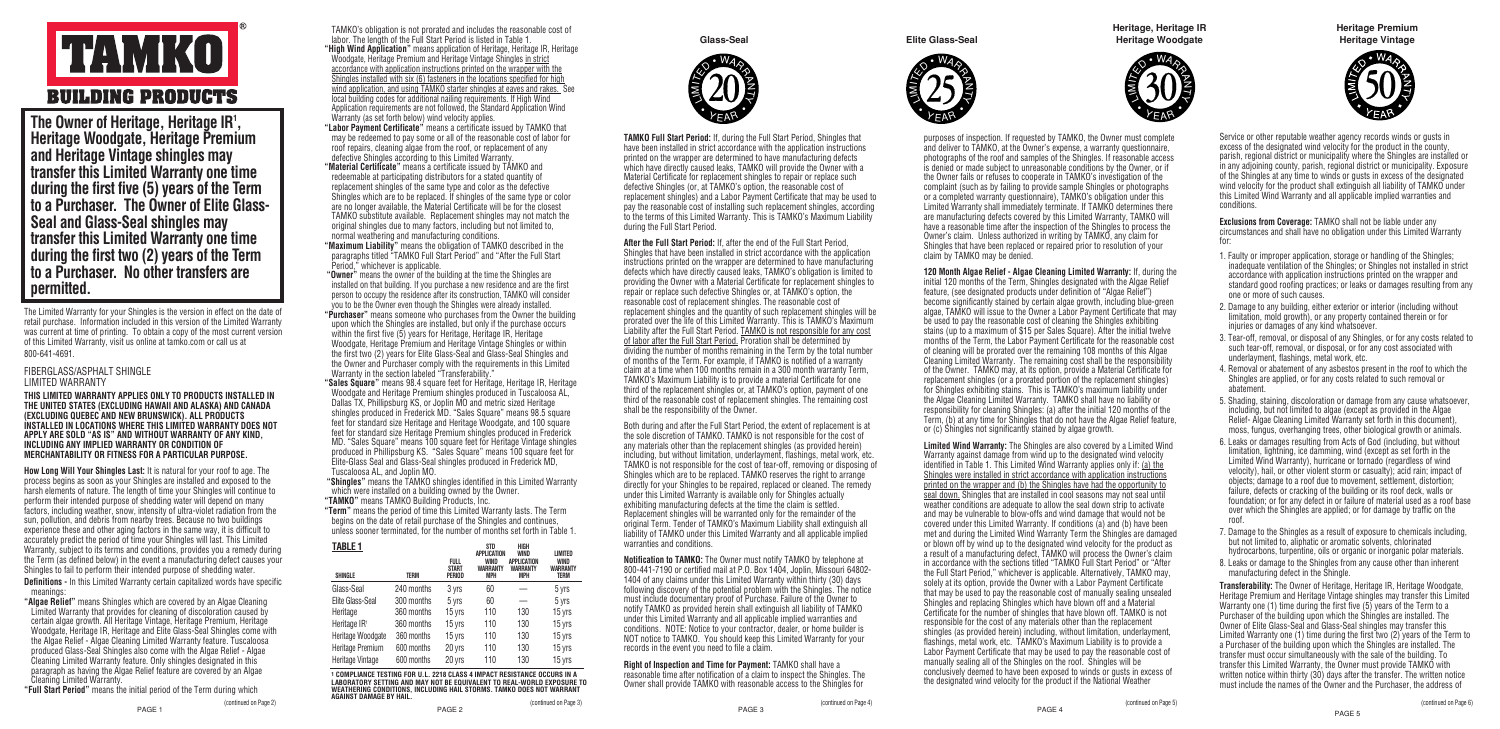**The Owner of Heritage, Heritage IR[1], Heritage Woodgate, Heritage Premium and Heritage Vintage shingles may transfer this Limited Warranty one time during the first five (5) years of the Term to a Purchaser. The Owner of Elite Glass-Seal and Glass-Seal shingles may transfer this Limited Warranty one time during the first two (2) years of the Term to a Purchaser. No other transfers are permitted.**

The Limited Warranty for your shingles is the version in effect on the date of retail purchase. Information included in this version of the Limited Warranty was current at time of printing. To obtain a copy of the most current version of this Limited Warranty, visit us online at tamko.com or call us at 800-641-4691.

FIBERGLASS/ASPHALT SHINGLE
LIMITED WARRANTY

**THIS LIMITED WARRANTY APPLIES ONLY TO PRODUCTS INSTALLED IN THE UNITED STATES (EXCLUDING HAWAII AND ALASKA) AND CANADA (EXCLUDING QUEBEC AND NEW BRUNSWICK). ALL PRODUCTS INSTALLED IN LOCATIONS WHERE THIS LIMITED WARRANTY DOES NOT APPLY ARE SOLD "AS IS" AND WITHOUT WARRANTY OF ANY KIND, INCLUDING ANY IMPLIED WARRANTY OR CONDITION OF MERCHANTABILITY OR FITNESS FOR A PARTICULAR PURPOSE.**

**How Long Will Your Shingles Last:** It is natural for your roof to age. The process begins as soon as your Shingles are installed and exposed to the harsh elements of nature. The length of time your Shingles will continue to perform their intended purpose of shedding water will depend on many factors, including weather, snow, intensity of ultra-violet radiation from the sun, pollution, and debris from nearby trees. Because no two buildings experience these and other aging factors in the same way, it is difficult to accurately predict the period of time your Shingles will last. This Limited Warranty, subject to its terms and conditions, provides you a remedy during the Term (as defined below) in the event a manufacturing defect causes your Shingles to fail to perform their intended purpose of shedding water.

**Definitions -** In this Limited Warranty certain capitalized words have specific meanings:

**"Algae Relief"** means Shingles which are covered by an Algae Cleaning Limited Warranty that provides for cleaning of discoloration caused by certain algae growth. All Heritage Vintage, Heritage Premium, Heritage Woodgate, Heritage IR, Heritage and Elite Glass-Seal Shingles come with the Algae Relief - Algae Cleaning Limited Warranty feature. Tuscaloosa produced Glass-Seal Shingles also come with the Algae Relief - Algae Cleaning Limited Warranty feature. Only shingles designated in this paragraph as having the Algae Relief feature are covered by an Algae Cleaning Limited Warranty.

**"Full Start Period"** means the initial period of the Term during which TAMKO's obligation is not prorated and includes the reasonable cost of labor. The length of the Full Start Period is listed in Table 1.

**"High Wind Application"** means application of Heritage, Heritage IR, Heritage Woodgate, Heritage Premium and Heritage Vintage Shingles in strict accordance with application instructions printed on the wrapper with the Shingles installed with six (6) fasteners in the locations specified for high wind application, and using TAMKO starter shingles at eaves and rakes. See local building codes for additional nailing requirements. If High Wind Application requirements are not followed, the Standard Application Wind Warranty (as set forth below) wind velocity applies.

**"Labor Payment Certificate"** means a certificate issued by TAMKO that may be redeemed to pay some or all of the reasonable cost of labor for roof repairs, cleaning algae from the roof, or replacement of any defective Shingles according to this Limited Warranty.

**"Material Certificate"** means a certificate issued by TAMKO and redeemable at participating distributors for a stated quantity of replacement shingles of the same type and color as the defective Shingles which are to be replaced. If shingles of the same type or color are no longer available, the Material Certificate will be for the closest TAMKO substitute available. Replacement shingles may not match the original shingles due to many factors, including but not limited to, normal weathering and manufacturing conditions.

**"Maximum Liability"** means the obligation of TAMKO described in the paragraphs titled "TAMKO Full Start Period" and "After the Full Start Period," whichever is applicable.

**"Owner"** means the owner of the building at the time the Shingles are installed on that building. If you purchase a new residence and are the first person to occupy the residence after its construction, TAMKO will consider you to be the Owner even though the Shingles were already installed.

**"Purchaser"** means someone who purchases from the Owner the building upon which the Shingles are installed, but only if the purchase occurs within the first five (5) years for Heritage, Heritage IR, Heritage Woodgate, Heritage Premium and Heritage Vintage Shingles or within the first two (2) years for Elite Glass-Seal and Glass-Seal Shingles and the Owner and Purchaser comply with the requirements in this Limited Warranty in the section labeled "Transferability."

**"Sales Square"** means 98.4 square feet for Heritage, Heritage IR, Heritage Woodgate and Heritage Premium shingles produced in Tuscaloosa AL, Dallas TX, Phillipsburg KS, or Joplin MO and metric sized Heritage shingles produced in Frederick MD. "Sales Square" means 98.5 square feet for standard size Heritage and Heritage Woodgate, and 100 square feet for standard size Heritage Premium shingles produced in Frederick MD. "Sales Square" means 100 square feet for Heritage Vintage shingles produced in Phillipsburg KS. "Sales Square" means 100 square feet for Elite-Glass Seal and Glass-Seal shingles produced in Frederick MD, Tuscaloosa AL, and Joplin MO.

**"Shingles"** means the TAMKO shingles identified in this Limited Warranty which were installed on a building owned by the Owner.

**"TAMKO"** means TAMKO Building Products, Inc.

**"Term"** means the period of time this Limited Warranty lasts. The Term begins on the date of retail purchase of the Shingles and continues, unless sooner terminated, for the number of months set forth in Table 1.

**TABLE 1**

| SHINGLE | TERM | FULL START PERIOD | STD APPLICATION WIND WARRANTY MPH | HIGH WIND APPLICATION WARRANTY MPH | LIMITED WIND WARRANTY TERM |
|---|---|---|---|---|---|
| Glass-Seal | 240 months | 3 yrs | 60 | — | 5 yrs |
| Elite Glass-Seal | 300 months | 5 yrs | 60 | — | 5 yrs |
| Heritage | 360 months | 15 yrs | 110 | 130 | 15 yrs |
| Heritage IR[1] | 360 months | 15 yrs | 110 | 130 | 15 yrs |
| Heritage Woodgate | 360 months | 15 yrs | 110 | 130 | 15 yrs |
| Heritage Premium | 600 months | 20 yrs | 110 | 130 | 15 yrs |
| Heritage Vintage | 600 months | 20 yrs | 110 | 130 | 15 yrs |

[1] **COMPLIANCE TESTING FOR U.L. 2218 CLASS 4 IMPACT RESISTANCE OCCURS IN A LABORATORY SETTING AND MAY NOT BE EQUIVALENT TO REAL-WORLD EXPOSURE TO WEATHERING CONDITIONS, INCLUDING HAIL STORMS. TAMKO DOES NOT WARRANT AGAINST DAMAGE BY HAIL.**

Glass-Seal — 20 Year Limited Warranty

**TAMKO Full Start Period:** If, during the Full Start Period, Shingles that have been installed in strict accordance with the application instructions printed on the wrapper are determined to have manufacturing defects which have directly caused leaks, TAMKO will provide the Owner with a Material Certificate for replacement shingles to repair or replace such defective Shingles or, at TAMKO's option, the reasonable cost of replacement shingles) and a Labor Payment Certificate that may be used to pay the reasonable cost of installing such replacement shingles, according to the terms of this Limited Warranty. This is TAMKO's Maximum Liability during the Full Start Period.

**After the Full Start Period:** If, after the end of the Full Start Period, Shingles that have been installed in strict accordance with the application instructions printed on the wrapper are determined to have manufacturing defects which have directly caused leaks, TAMKO's obligation is limited to providing the Owner with a Material Certificate for replacement shingles to repair or replace such defective Shingles or, at TAMKO's option, the reasonable cost of replacement shingles. The reasonable cost of replacement shingles and the quantity of such replacement shingles will be prorated over the life of this Limited Warranty. This is TAMKO's Maximum Liability after the Full Start Period. TAMKO is not responsible for any cost of labor after the Full Start Period. Proration shall be determined by dividing the number of months remaining in the Term by the total number of months of the Term. For example, if TAMKO is notified of a warranty claim at a time when 100 months remain in a 300 month warranty Term, TAMKO's Maximum Liability is to provide a material Certificate for one third of the replacement shingles or, at TAMKO's option, payment of one third of the reasonable cost of replacement shingles. The remaining cost shall be the responsibility of the Owner.

Both during and after the Full Start Period, the extent of replacement is at the sole discretion of TAMKO. TAMKO is not responsible for the cost of any materials other than the replacement shingles (as provided herein) including, but without limitation, underlayment, flashings, metal work, etc. TAMKO is not responsible for the cost of tear-off, removing or disposing of Shingles which are to be replaced. TAMKO reserves the right to arrange directly for your Shingles to be repaired, replaced or cleaned. The remedy under this Limited Warranty is available only for Shingles actually exhibiting manufacturing defects at the time the claim is settled. Replacement shingles will be warranted only for the remainder of the original Term. Tender of TAMKO's Maximum Liability shall extinguish all liability of TAMKO under this Limited Warranty and all applicable implied warranties and conditions.

**Notification to TAMKO:** The Owner must notify TAMKO by telephone at 800-441-7190 or certified mail at P.O. Box 1404, Joplin, Missouri 64802-1404 of any claims under this Limited Warranty within thirty (30) days following discovery of the potential problem with the Shingles. The notice must include documentary proof of Purchase. Failure of the Owner to notify TAMKO as provided herein shall extinguish all liability of TAMKO under this Limited Warranty and all applicable implied warranties and conditions. NOTE: Notice to your contractor, dealer, or home builder is NOT notice to TAMKO. You should keep this Limited Warranty for your records in the event you need to file a claim.

**Right of Inspection and Time for Payment:** TAMKO shall have a reasonable time after notification of a claim to inspect the Shingles. The Owner shall provide TAMKO with reasonable access to the Shingles for purposes of inspection. If requested by TAMKO, the Owner must complete and deliver to TAMKO, at the Owner's expense, a warranty questionnaire, photographs of the roof and samples of the Shingles. If reasonable access is denied or made subject to unreasonable conditions by the Owner, or if the Owner fails or refuses to cooperate in TAMKO's investigation of the complaint (such as by failing to provide sample Shingles or photographs or a completed warranty questionnaire), TAMKO's obligation under this Limited Warranty shall immediately terminate. If TAMKO determines there are manufacturing defects covered by this Limited Warranty, TAMKO will have a reasonable time after the inspection of the Shingles to process the Owner's claim. Unless authorized in writing by TAMKO, any claim for Shingles that have been replaced or repaired prior to resolution of your claim by TAMKO may be denied.

Elite Glass-Seal — 25 Year Limited Warranty

**120 Month Algae Relief - Algae Cleaning Limited Warranty:** If, during the initial 120 months of the Term, Shingles designated with the Algae Relief feature, (see designated products under definition of "Algae Relief") become significantly stained by certain algae growth, including blue-green algae, TAMKO will issue to the Owner a Labor Payment Certificate that may be used to pay the reasonable cost of cleaning the Shingles exhibiting stains (up to a maximum of $15 per Sales Square). After the initial twelve months of the Term, the Labor Payment Certificate for the reasonable cost of cleaning will be prorated over the remaining 108 months of this Algae Cleaning Limited Warranty. The remaining cost shall be the responsibility of the Owner. TAMKO may, at its option, provide a Material Certificate for replacement shingles (or a prorated portion of the replacement shingles) for Shingles exhibiting stains. This is TAMKO's maximum liability under the Algae Cleaning Limited Warranty. TAMKO shall have no liability or responsibility for cleaning Shingles: (a) after the initial 120 months of the Term, (b) at any time for Shingles that do not have the Algae Relief feature, or (c) Shingles not significantly stained by algae growth.

**Limited Wind Warranty:** The Shingles are also covered by a Limited Wind Warranty against damage from wind up to the designated wind velocity identified in Table 1. This Limited Wind Warranty applies only if: (a) the Shingles were installed in strict accordance with application instructions printed on the wrapper and (b) the Shingles have had the opportunity to seal down. Shingles that are installed in cool seasons may not seal until weather conditions are adequate to allow the seal down strip to activate and may be vulnerable to blow-offs and wind damage that would not be covered under this Limited Warranty. If conditions (a) and (b) have been met and during the Limited Wind Warranty Term the Shingles are damaged or blown off by wind up to the designated wind velocity for the product as a result of a manufacturing defect, TAMKO will process the Owner's claim in accordance with the sections titled "TAMKO Full Start Period" or "After the Full Start Period," whichever is applicable. Alternatively, TAMKO may, solely at its option, provide the Owner with a Labor Payment Certificate that may be used to pay the reasonable cost of manually sealing unsealed Shingles and replacing Shingles which have blown off and a Material Certificate for the number of shingles that have blown off. TAMKO is not responsible for the cost of any materials other than the replacement shingles (as provided herein) including, without limitation, underlayment, flashings, metal work, etc. TAMKO's Maximum Liability is to provide a Labor Payment Certificate that may be used to pay the reasonable cost of manually sealing all of the Shingles on the roof. Shingles will be conclusively deemed to have been exposed to winds or gusts in excess of the designated wind velocity for the product if the National Weather

Heritage, Heritage IR, Heritage Woodgate — 30 Year Limited Warranty

Heritage Premium, Heritage Vintage — 50 Year Limited Warranty

Service or other reputable weather agency records winds or gusts in excess of the designated wind velocity for the product in the county, parish, regional district or municipality where the Shingles are installed or in any adjoining county, parish, regional district or municipality. Exposure of the Shingles at any time to winds or gusts in excess of the designated wind velocity for the product shall extinguish all liability of TAMKO under this Limited Wind Warranty and all applicable implied warranties and conditions.

**Exclusions from Coverage:** TAMKO shall not be liable under any circumstances and shall have no obligation under this Limited Warranty for:

1. Faulty or improper application, storage or handling of the Shingles; inadequate ventilation of the Shingles; or Shingles not installed in strict accordance with application instructions printed on the wrapper and standard good roofing practices; or leaks or damages resulting from any one or more of such causes.
2. Damage to any building, either exterior or interior (including without limitation, mold growth), or any property contained therein or for injuries or damages of any kind whatsoever.
3. Tear-off, removal, or disposal of any Shingles, or for any costs related to such tear-off, removal, or disposal, or for any cost associated with underlayment, flashings, metal work, etc.
4. Removal or abatement of any asbestos present in the roof to which the Shingles are applied, or for any costs related to such removal or abatement.
5. Shading, staining, discoloration or damage from any cause whatsoever, including, but not limited to algae (except as provided in the Algae Relief- Algae Cleaning Limited Warranty set forth in this document), moss, fungus, overhanging trees, other biological growth or animals.
6. Leaks or damages resulting from Acts of God (including, but without limitation, lightning, ice damming, wind (except as set forth in the Limited Wind Warranty), hurricane or tornado (regardless of wind velocity), hail, or other violent storm or casualty); acid rain; impact of objects; damage to a roof due to movement, settlement, distortion; failure, defects or cracking of the building or its roof deck, walls or foundation; or for any defect in or failure of material used as a roof base over which the Shingles are applied; or for damage by traffic on the roof.
7. Damage to the Shingles as a result of exposure to chemicals including, but not limited to, aliphatic or aromatic solvents, chlorinated hydrocarbons, turpentine, oils or organic or inorganic polar materials.
8. Leaks or damage to the Shingles from any cause other than inherent manufacturing defect in the Shingle.

**Transferability:** The Owner of Heritage, Heritage IR, Heritage Woodgate, Heritage Premium and Heritage Vintage shingles may transfer this Limited Warranty one (1) time during the first five (5) years of the Term to a Purchaser of the building upon which the Shingles are installed. The Owner of Elite Glass-Seal and Glass-Seal shingles may transfer this Limited Warranty one (1) time during the first two (2) years of the Term to a Purchaser of the building upon which the Shingles are installed. The transfer must occur simultaneously with the sale of the building. To transfer this Limited Warranty, the Owner must provide TAMKO with written notice within thirty (30) days after the transfer. The written notice must include the names of the Owner and the Purchaser, the address of